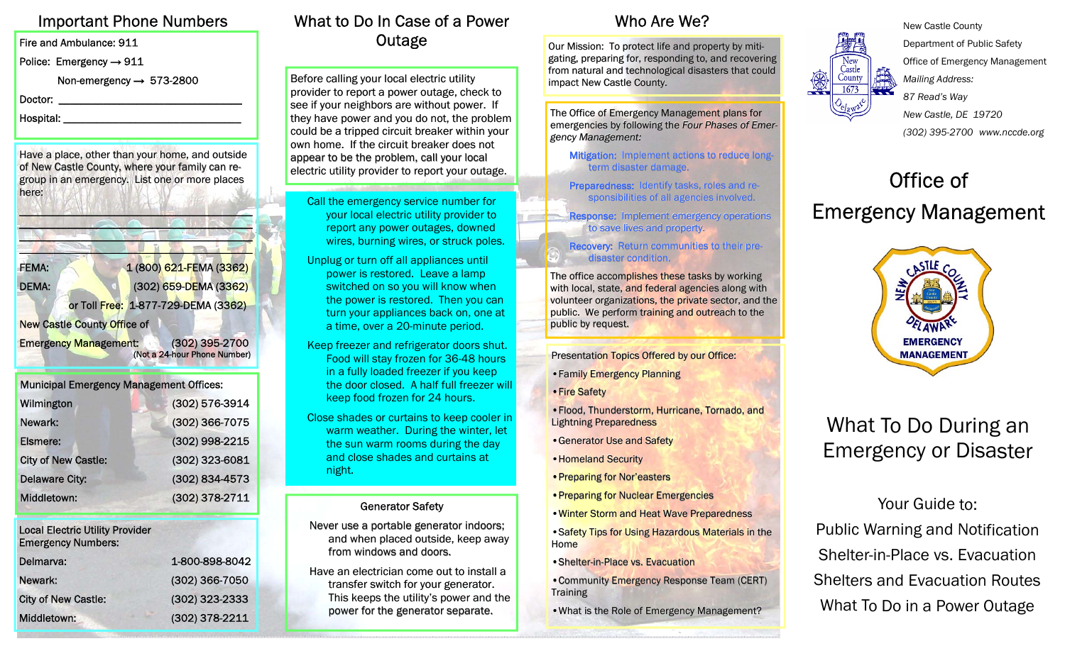## Important Phone Numbers

Fire and Ambulance: 911

Police: Emergency → 911

Non-emergency → 573-2800

Doctor: ________________________________

Hospital: ______________________________

Have a place, other than your home, and outside of New Castle County, where your family can re-group in an emergency. List one or more places here:

______________________________________

______________________________________

______________________________________

| | |
|---|---|
| FEMA: | 1 (800) 621-FEMA (3362) |
| DEMA: | (302) 659-DEMA (3362) |
| or Toll Free: | 1-877-729-DEMA (3362) |
| New Castle County Office of Emergency Management: | (302) 395-2700 (Not a 24-hour Phone Number) |

Municipal Emergency Management Offices:

| | |
|---|---|
| Wilmington | (302) 576-3914 |
| Newark: | (302) 366-7075 |
| Elsmere: | (302) 998-2215 |
| City of New Castle: | (302) 323-6081 |
| Delaware City: | (302) 834-4573 |
| Middletown: | (302) 378-2711 |

Local Electric Utility Provider Emergency Numbers:

| | |
|---|---|
| Delmarva: | 1-800-898-8042 |
| Newark: | (302) 366-7050 |
| City of New Castle: | (302) 323-2333 |
| Middletown: | (302) 378-2211 |

## What to Do In Case of a Power Outage

Before calling your local electric utility provider to report a power outage, check to see if your neighbors are without power. If they have power and you do not, the problem could be a tripped circuit breaker within your own home. If the circuit breaker does not appear to be the problem, call your local electric utility provider to report your outage.

Call the emergency service number for your local electric utility provider to report any power outages, downed wires, burning wires, or struck poles.

Unplug or turn off all appliances until power is restored. Leave a lamp switched on so you will know when the power is restored. Then you can turn your appliances back on, one at a time, over a 20-minute period.

Keep freezer and refrigerator doors shut. Food will stay frozen for 36-48 hours in a fully loaded freezer if you keep the door closed. A half full freezer will keep food frozen for 24 hours.

Close shades or curtains to keep cooler in warm weather. During the winter, let the sun warm rooms during the day and close shades and curtains at night.

### Generator Safety

Never use a portable generator indoors; and when placed outside, keep away from windows and doors.

Have an electrician come out to install a transfer switch for your generator. This keeps the utility's power and the power for the generator separate.

## Who Are We?

Our Mission: To protect life and property by mitigating, preparing for, responding to, and recovering from natural and technological disasters that could impact New Castle County.

The Office of Emergency Management plans for emergencies by following the *Four Phases of Emergency Management:*

- **Mitigation:** Implement actions to reduce long-term disaster damage.
- **Preparedness:** Identify tasks, roles and responsibilities of all agencies involved.
- **Response:** Implement emergency operations to save lives and property.
- **Recovery:** Return communities to their pre-disaster condition.

The office accomplishes these tasks by working with local, state, and federal agencies along with volunteer organizations, the private sector, and the public. We perform training and outreach to the public by request.

Presentation Topics Offered by our Office:

- Family Emergency Planning
- Fire Safety
- Flood, Thunderstorm, Hurricane, Tornado, and Lightning Preparedness
- Generator Use and Safety
- Homeland Security
- Preparing for Nor'easters
- Preparing for Nuclear Emergencies
- Winter Storm and Heat Wave Preparedness
- Safety Tips for Using Hazardous Materials in the Home
- Shelter-in-Place vs. Evacuation
- Community Emergency Response Team (CERT) Training
- What is the Role of Emergency Management?

New Castle County
Department of Public Safety
Office of Emergency Management
*Mailing Address:*
*87 Read's Way*
*New Castle, DE 19720*
*(302) 395-2700 www.nccde.org*

# Office of Emergency Management

NEW CASTLE COUNTY DELAWARE EMERGENCY MANAGEMENT

## What To Do During an Emergency or Disaster

Your Guide to:

Public Warning and Notification

Shelter-in-Place vs. Evacuation

Shelters and Evacuation Routes

What To Do in a Power Outage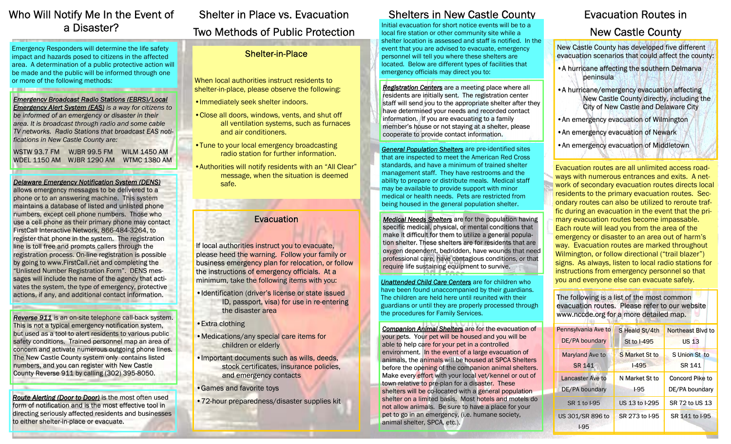# Who Will Notify Me In the Event of a Disaster?

Emergency Responders will determine the life safety impact and hazards posed to citizens in the affected area. A determination of a public protective action will be made and the public will be informed through one or more of the following methods:

***Emergency Broadcast Radio Stations (EBRS)/Local Emergency Alert System (EAS)*** *is a way for citizens to be informed of an emergency or disaster in their area. It is broadcast through radio and some cable TV networks. Radio Stations that broadcast EAS notifications in New Castle County are:*

| | | |
|---|---|---|
| WSTW 93.7 FM | WJBR 99.5 FM | WILM 1450 AM |
| WDEL 1150 AM | WJBR 1290 AM | WTMC 1380 AM |

***Delaware Emergency Notification System (DENS)*** allows emergency messages to be delivered to a phone or to an answering machine. This system maintains a database of listed and unlisted phone numbers, except cell phone numbers. Those who use a cell phone as their primary phone may contact FirstCall Interactive Network, 866-484-3264, to register that phone in the system. The registration line is toll free and prompts callers through the registration process. On-line registration is possible by going to www.FirstCall.net and completing the "Unlisted Number Registration Form". DENS messages will include the name of the agency that activates the system, the type of emergency, protective actions, if any, and additional contact information.

***Reverse 911*** is an on-site telephone call-back system. This is not a typical emergency notification system, but used as a tool to alert residents to various public safety conditions. Trained personnel map an area of concern and activate numerous outgoing phone lines. The New Castle County system only contains listed numbers, and you can register with New Castle County Reverse 911 by calling (302) 395-8050.

***Route Alerting (Door to Door)*** is the most often used form of notification and is the most effective tool in directing seriously affected residents and businesses to either shelter-in-place or evacuate.

# Shelter in Place vs. Evacuation

## Two Methods of Public Protection

### Shelter-in-Place

When local authorities instruct residents to shelter-in-place, please observe the following:

- Immediately seek shelter indoors.
- Close all doors, windows, vents, and shut off all ventilation systems, such as furnaces and air conditioners.
- Tune to your local emergency broadcasting radio station for further information.
- Authorities will notify residents with an "All Clear" message, when the situation is deemed safe.

### Evacuation

If local authorities instruct you to evacuate, please heed the warning. Follow your family or business emergency plan for relocation, or follow the instructions of emergency officials. At a minimum, take the following items with you:

- Identification (driver's license or state issued ID, passport, visa) for use in re-entering the disaster area
- Extra clothing
- Medications/any special care items for children or elderly
- Important documents such as wills, deeds, stock certificates, insurance policies, and emergency contacts
- Games and favorite toys
- 72-hour preparedness/disaster supplies kit

# Shelters in New Castle County

Initial evacuation for short notice events will be to a local fire station or other community site while a shelter location is assessed and staff is notified. In the event that you are advised to evacuate, emergency personnel will tell you where these shelters are located. Below are different types of facilities that emergency officials may direct you to:

***Registration Centers*** are a meeting place where all residents are initially sent. The registration center staff will send you to the appropriate shelter after they have determined your needs and recorded contact information. If you are evacuating to a family member's house or not staying at a shelter, please cooperate to provide contact information.

***General Population Shelters*** are pre-identified sites that are inspected to meet the American Red Cross standards, and have a minimum of trained shelter management staff. They have restrooms and the ability to prepare or distribute meals. Medical staff may be available to provide support with minor medical or health needs. Pets are restricted from being housed in the general population shelter.

***Medical Needs Shelters*** are for the population having specific medical, physical, or mental conditions that make it difficult for them to utilize a general population shelter. These shelters are for residents that are oxygen dependent, bedridden, have wounds that need professional care, have contagious conditions, or that require life sustaining equipment to survive.

***Unattended Child Care Centers*** are for children who have been found unaccompanied by their guardians. The children are held here until reunited with their guardians or until they are properly processed through the procedures for Family Services.

***Companion Animal Shelters*** are for the evacuation of your pets. Your pet will be housed and you will be able to help care for your pet in a controlled environment. In the event of a large evacuation of animals, the animals will be housed at SPCA Shelters before the opening of the companion animal shelters. Make every effort with your local vet/kennel or out of town relative to pre-plan for a disaster. These shelters will be co-located with a general population shelter on a limited basis. Most hotels and motels do not allow animals. Be sure to have a place for your pet to go in an emergency, (i.e. humane society, animal shelter, SPCA, etc.).

# Evacuation Routes in New Castle County

New Castle County has developed five different evacuation scenarios that could affect the county:

- A hurricane affecting the southern Delmarva peninsula
- A hurricane/emergency evacuation affecting New Castle County directly, including the City of New Castle and Delaware City
- An emergency evacuation of Wilmington
- An emergency evacuation of Newark
- An emergency evacuation of Middletown

Evacuation routes are all unlimited access roadways with numerous entrances and exits. A network of secondary evacuation routes directs local residents to the primary evacuation routes. Secondary routes can also be utilized to reroute traffic during an evacuation in the event that the primary evacuation routes become impassable. Each route will lead you from the area of the emergency or disaster to an area out of harm's way. Evacuation routes are marked throughout Wilmington, or follow directional ("trail blazer") signs. As always, listen to local radio stations for instructions from emergency personnel so that you and everyone else can evacuate safely.

The following is a list of the most common evacuation routes. Please refer to our website www.nccde.org for a more detailed map.

| | | |
|---|---|---|
| Pennsylvania Ave to DE/PA boundary | S Heald St/4th St to I-495 | Northeast Blvd to US 13 |
| Maryland Ave to SR 141 | S Market St to I-495 | S Union St to SR 141 |
| Lancaster Ave to DE/PA boundary | N Market St to I-95 | Concord Pike to DE/PA boundary |
| SR 1 to I-95 | US 13 to I-295 | SR 72 to US 13 |
| US 301/SR 896 to I-95 | SR 273 to I-95 | SR 141 to I-95 |